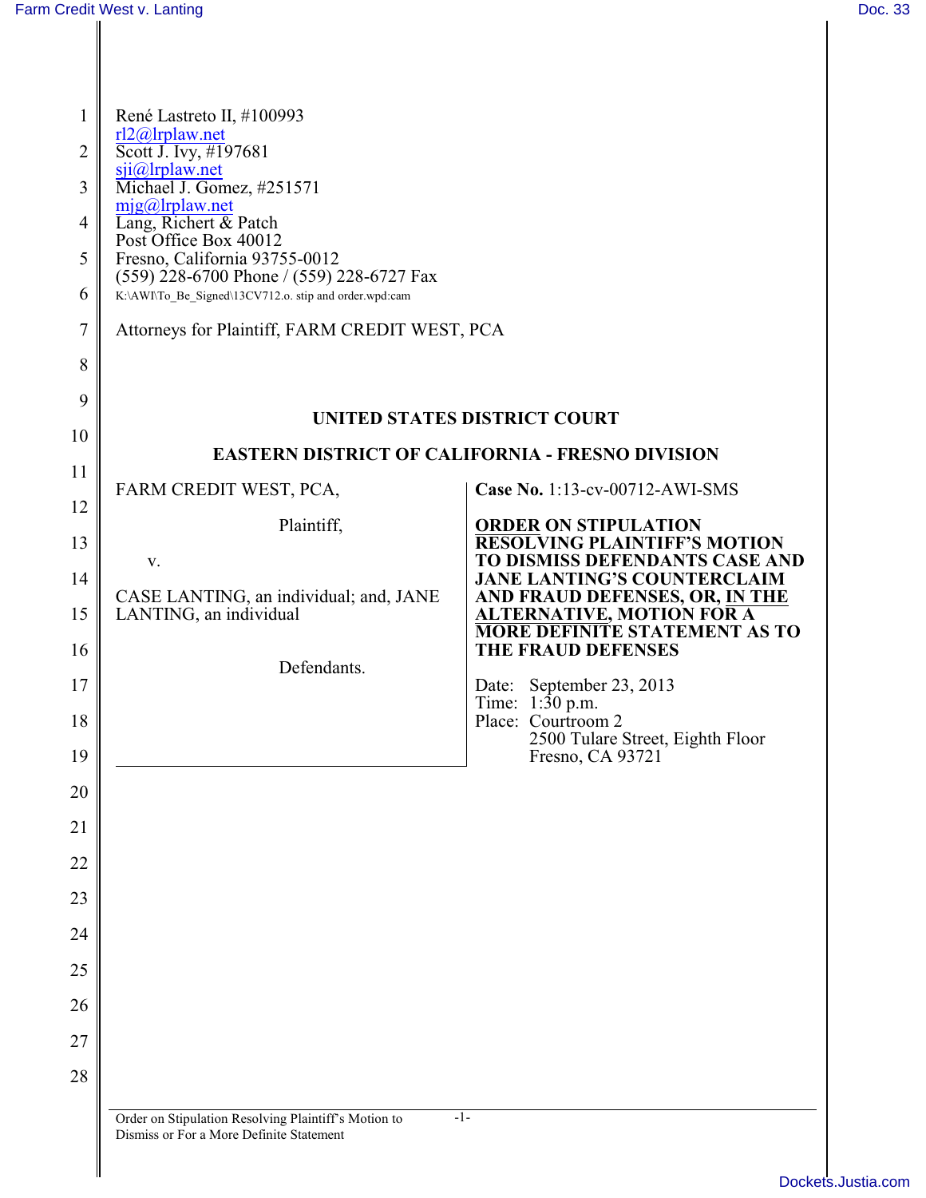René Lastreto II, #100993
rl2@lrplaw.net
Scott J. Ivy, #197681
sji@lrplaw.net
Michael J. Gomez, #251571
mjg@lrplaw.net
Lang, Richert & Patch
Post Office Box 40012
Fresno, California 93755-0012
(559) 228-6700 Phone / (559) 228-6727 Fax
K:\AWI\To_Be_Signed\13CV712.o. stip and order.wpd:cam

Attorneys for Plaintiff, FARM CREDIT WEST, PCA

**UNITED STATES DISTRICT COURT**

**EASTERN DISTRICT OF CALIFORNIA - FRESNO DIVISION**

FARM CREDIT WEST, PCA,

Plaintiff,

v.

CASE LANTING, an individual; and, JANE LANTING, an individual

Defendants.

**Case No.** 1:13-cv-00712-AWI-SMS

**ORDER ON STIPULATION RESOLVING PLAINTIFF'S MOTION TO DISMISS DEFENDANTS CASE AND JANE LANTING'S COUNTERCLAIM AND FRAUD DEFENSES, OR, IN THE ALTERNATIVE, MOTION FOR A MORE DEFINITE STATEMENT AS TO THE FRAUD DEFENSES**

Date: September 23, 2013
Time: 1:30 p.m.
Place: Courtroom 2
2500 Tulare Street, Eighth Floor
Fresno, CA 93721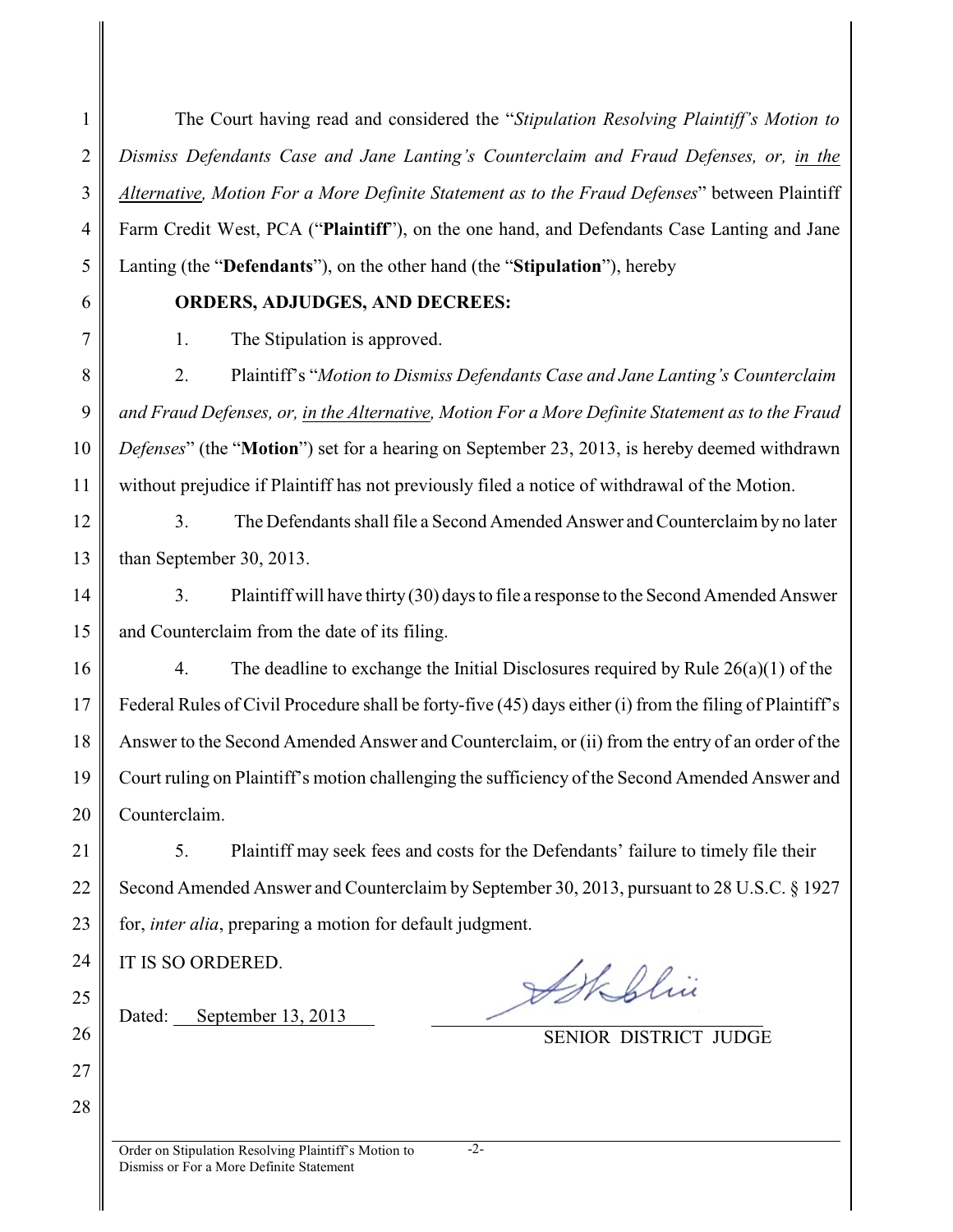The Court having read and considered the "*Stipulation Resolving Plaintiff's Motion to Dismiss Defendants Case and Jane Lanting's Counterclaim and Fraud Defenses, or, in the Alternative, Motion For a More Definite Statement as to the Fraud Defenses*" between Plaintiff Farm Credit West, PCA ("**Plaintiff**"), on the one hand, and Defendants Case Lanting and Jane Lanting (the "**Defendants**"), on the other hand (the "**Stipulation**"), hereby

**ORDERS, ADJUDGES, AND DECREES:**

1. The Stipulation is approved.

2. Plaintiff's "*Motion to Dismiss Defendants Case and Jane Lanting's Counterclaim and Fraud Defenses, or, in the Alternative, Motion For a More Definite Statement as to the Fraud Defenses*" (the "**Motion**") set for a hearing on September 23, 2013, is hereby deemed withdrawn without prejudice if Plaintiff has not previously filed a notice of withdrawal of the Motion.

3. The Defendants shall file a Second Amended Answer and Counterclaim by no later than September 30, 2013.

3. Plaintiff will have thirty (30) days to file a response to the Second Amended Answer and Counterclaim from the date of its filing.

4. The deadline to exchange the Initial Disclosures required by Rule 26(a)(1) of the Federal Rules of Civil Procedure shall be forty-five (45) days either (i) from the filing of Plaintiff's Answer to the Second Amended Answer and Counterclaim, or (ii) from the entry of an order of the Court ruling on Plaintiff's motion challenging the sufficiency of the Second Amended Answer and Counterclaim.

5. Plaintiff may seek fees and costs for the Defendants' failure to timely file their Second Amended Answer and Counterclaim by September 30, 2013, pursuant to 28 U.S.C. § 1927 for, *inter alia*, preparing a motion for default judgment.

IT IS SO ORDERED.

Dated: September 13, 2013

SENIOR DISTRICT JUDGE